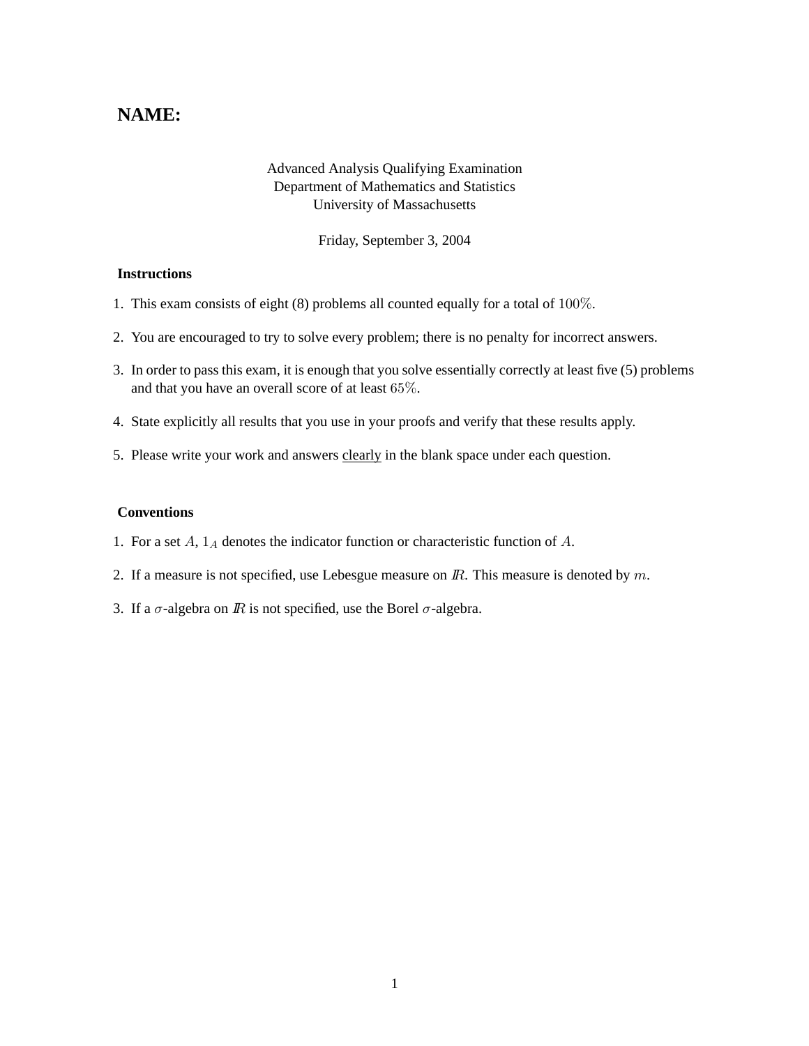**NAME:**

Advanced Analysis Qualifying Examination
Department of Mathematics and Statistics
University of Massachusetts

Friday, September 3, 2004

**Instructions**

1. This exam consists of eight (8) problems all counted equally for a total of $100\%$.
2. You are encouraged to try to solve every problem; there is no penalty for incorrect answers.
3. In order to pass this exam, it is enough that you solve essentially correctly at least five (5) problems and that you have an overall score of at least $65\%$.
4. State explicitly all results that you use in your proofs and verify that these results apply.
5. Please write your work and answers <u>clearly</u> in the blank space under each question.

**Conventions**

1. For a set $A$, $1_A$ denotes the indicator function or characteristic function of $A$.
2. If a measure is not specified, use Lebesgue measure on $\mathbb{R}$. This measure is denoted by $m$.
3. If a $\sigma$-algebra on $\mathbb{R}$ is not specified, use the Borel $\sigma$-algebra.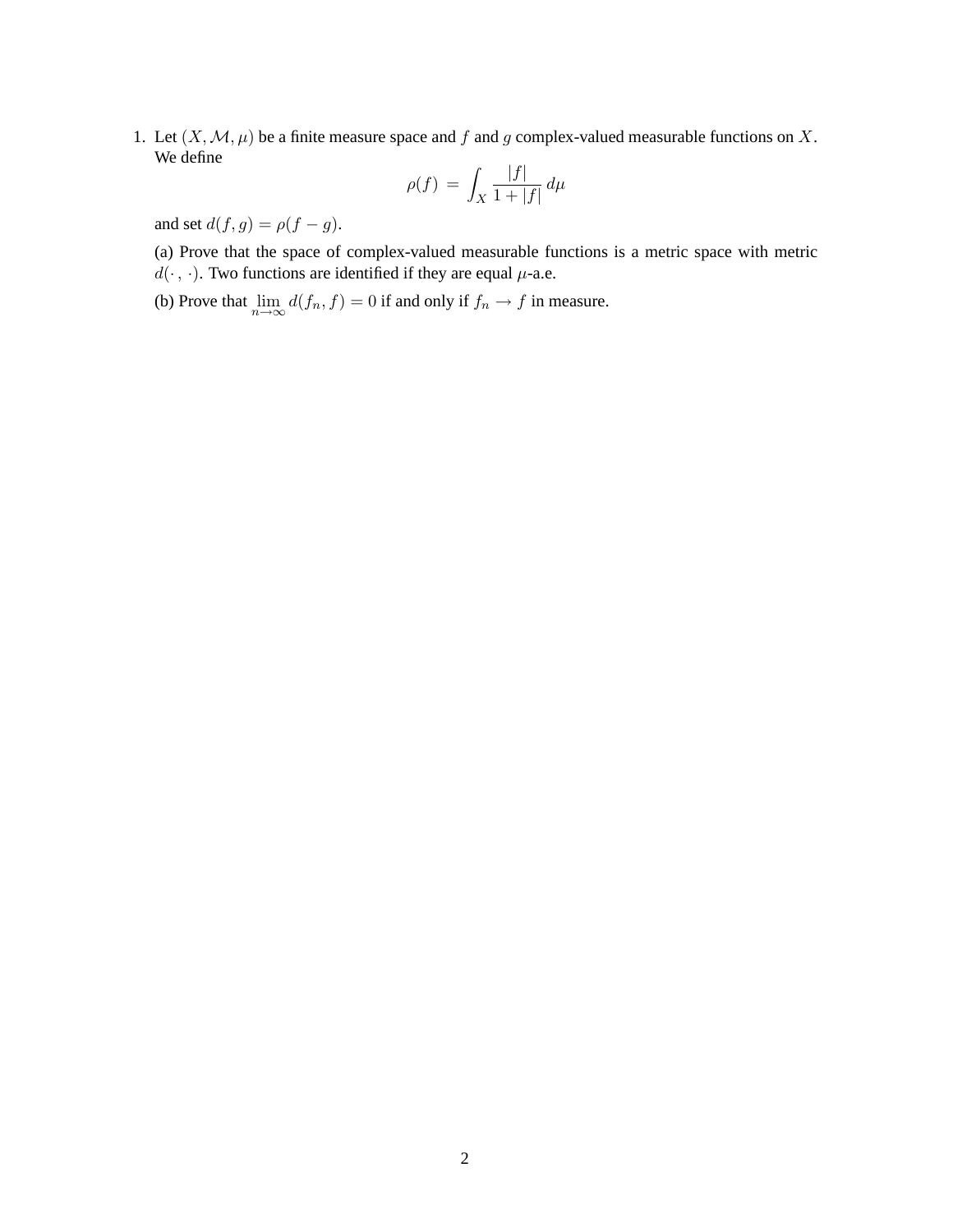1. Let $(X, \mathcal{M}, \mu)$ be a finite measure space and $f$ and $g$ complex-valued measurable functions on $X$. We define

$$\rho(f) \;=\; \int_X \frac{|f|}{1+|f|}\, d\mu$$

and set $d(f, g) = \rho(f - g)$.

(a) Prove that the space of complex-valued measurable functions is a metric space with metric $d(\cdot\,,\,\cdot)$. Two functions are identified if they are equal $\mu$-a.e.

(b) Prove that $\lim\limits_{n\to\infty} d(f_n, f) = 0$ if and only if $f_n \to f$ in measure.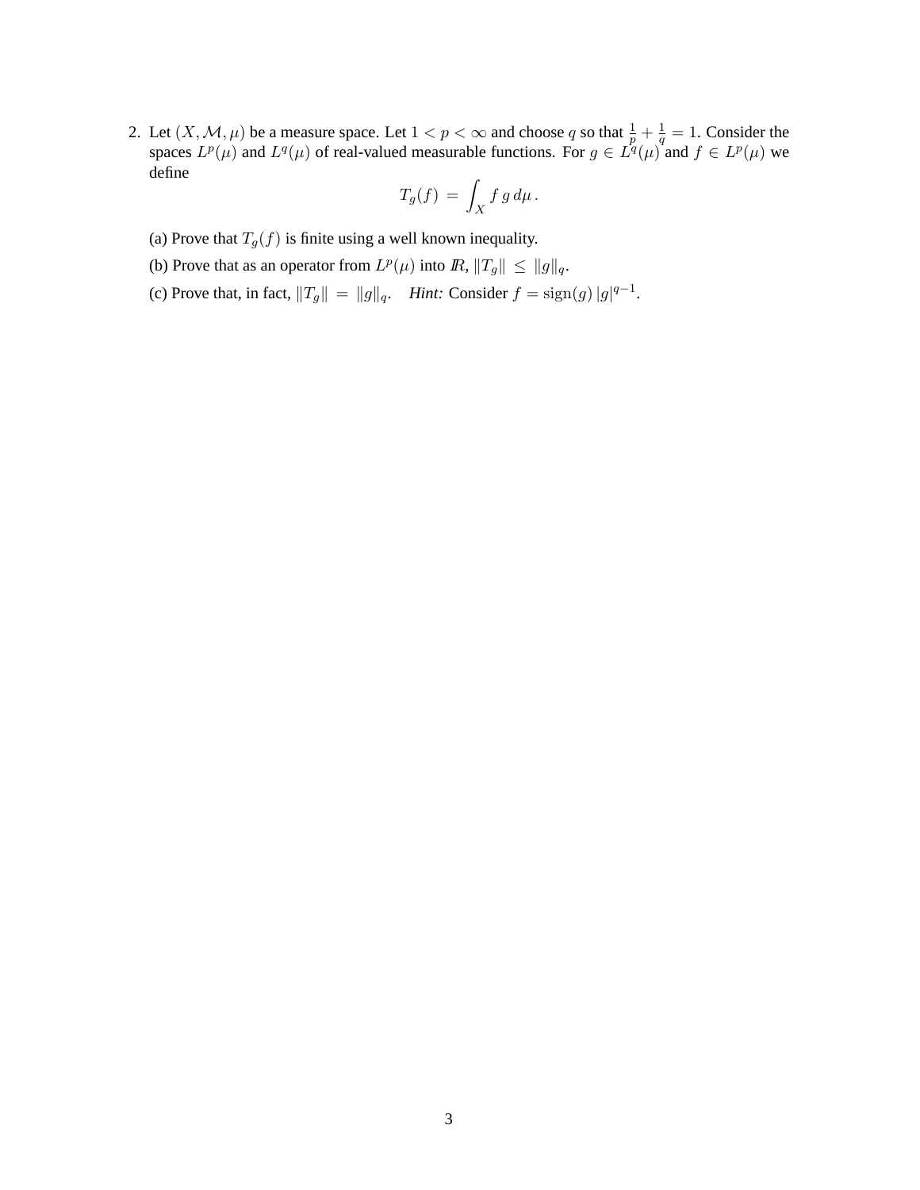2. Let $(X, \mathcal{M}, \mu)$ be a measure space. Let $1 < p < \infty$ and choose $q$ so that $\frac{1}{p} + \frac{1}{q} = 1$. Consider the spaces $L^p(\mu)$ and $L^q(\mu)$ of real-valued measurable functions. For $g \in L^q(\mu)$ and $f \in L^p(\mu)$ we define

$$T_g(f) \,=\, \int_X f\, g\, d\mu\,.$$

(a) Prove that $T_g(f)$ is finite using a well known inequality.

(b) Prove that as an operator from $L^p(\mu)$ into $\mathbb{R}$, $\|T_g\| \,\leq\, \|g\|_q$.

(c) Prove that, in fact, $\|T_g\| \,=\, \|g\|_q$. *Hint:* Consider $f = \text{sign}(g)\,|g|^{q-1}$.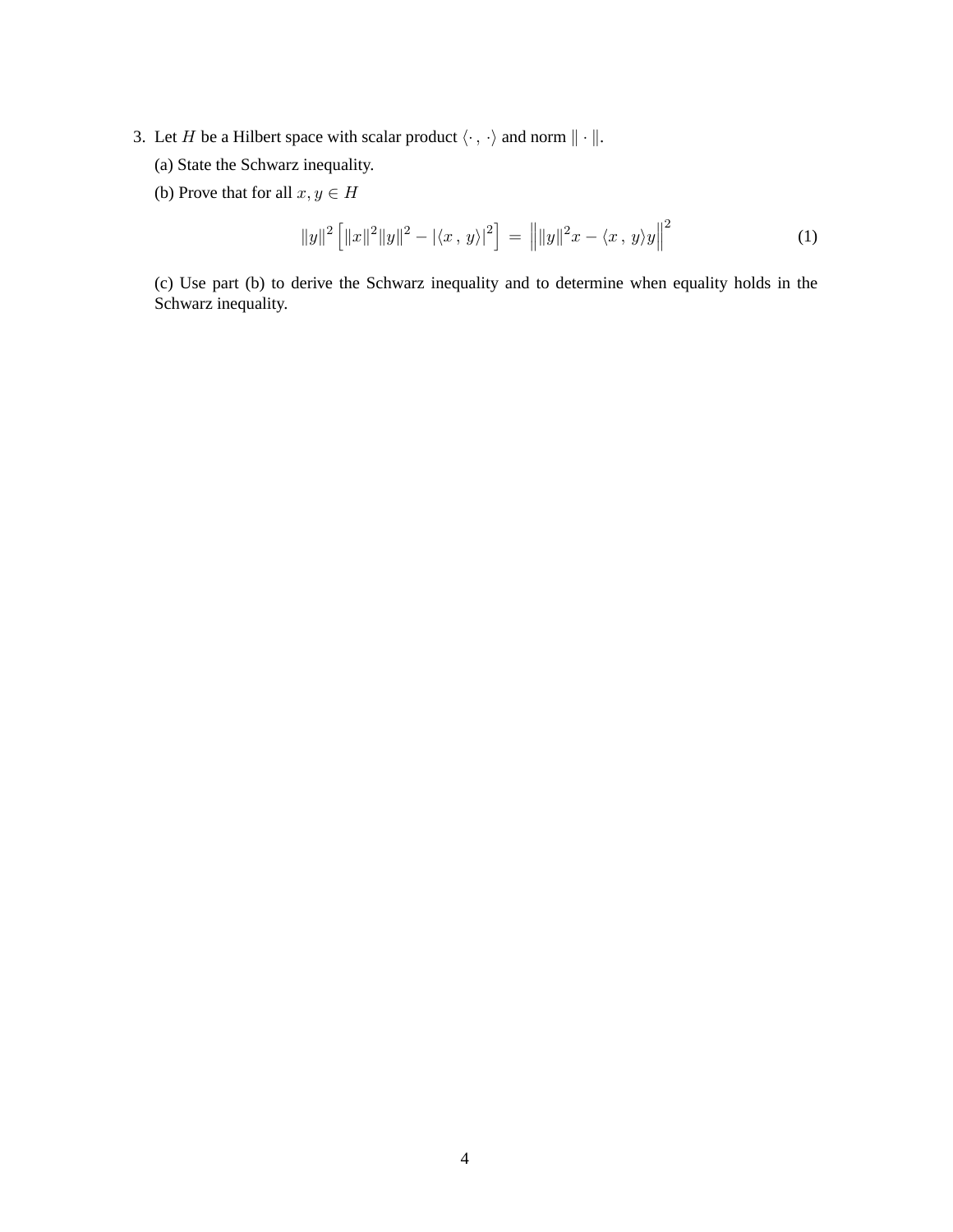3. Let $H$ be a Hilbert space with scalar product $\langle \cdot \, , \, \cdot \rangle$ and norm $\| \cdot \|$.

   (a) State the Schwarz inequality.

   (b) Prove that for all $x, y \in H$

$$\|y\|^2 \left[ \|x\|^2 \|y\|^2 - |\langle x \, , \, y \rangle|^2 \right] \; = \; \left\| \|y\|^2 x - \langle x \, , \, y \rangle y \right\|^2 \tag{1}$$

   (c) Use part (b) to derive the Schwarz inequality and to determine when equality holds in the Schwarz inequality.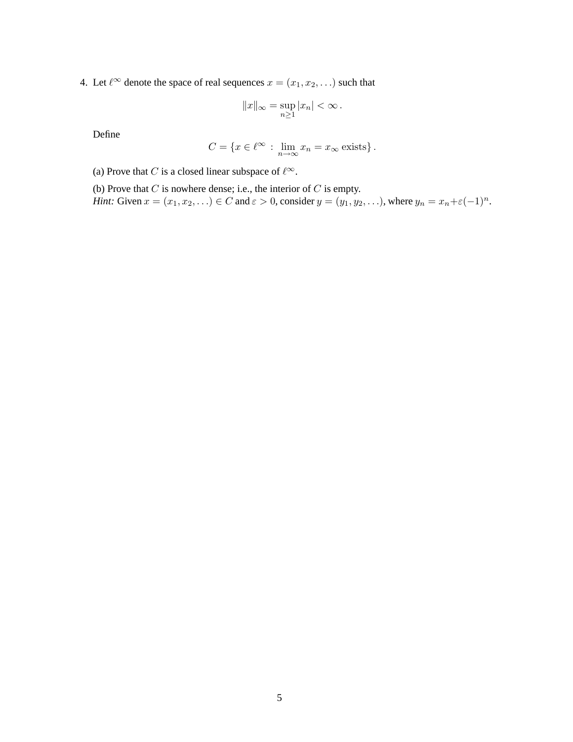4. Let $\ell^\infty$ denote the space of real sequences $x = (x_1, x_2, \ldots)$ such that

$$\|x\|_\infty = \sup_{n \geq 1} |x_n| < \infty \,.$$

Define

$$C = \{x \in \ell^\infty \,:\, \lim_{n \to \infty} x_n = x_\infty \text{ exists}\} \,.$$

(a) Prove that $C$ is a closed linear subspace of $\ell^\infty$.

(b) Prove that $C$ is nowhere dense; i.e., the interior of $C$ is empty.
*Hint:* Given $x = (x_1, x_2, \ldots) \in C$ and $\varepsilon > 0$, consider $y = (y_1, y_2, \ldots)$, where $y_n = x_n + \varepsilon(-1)^n$.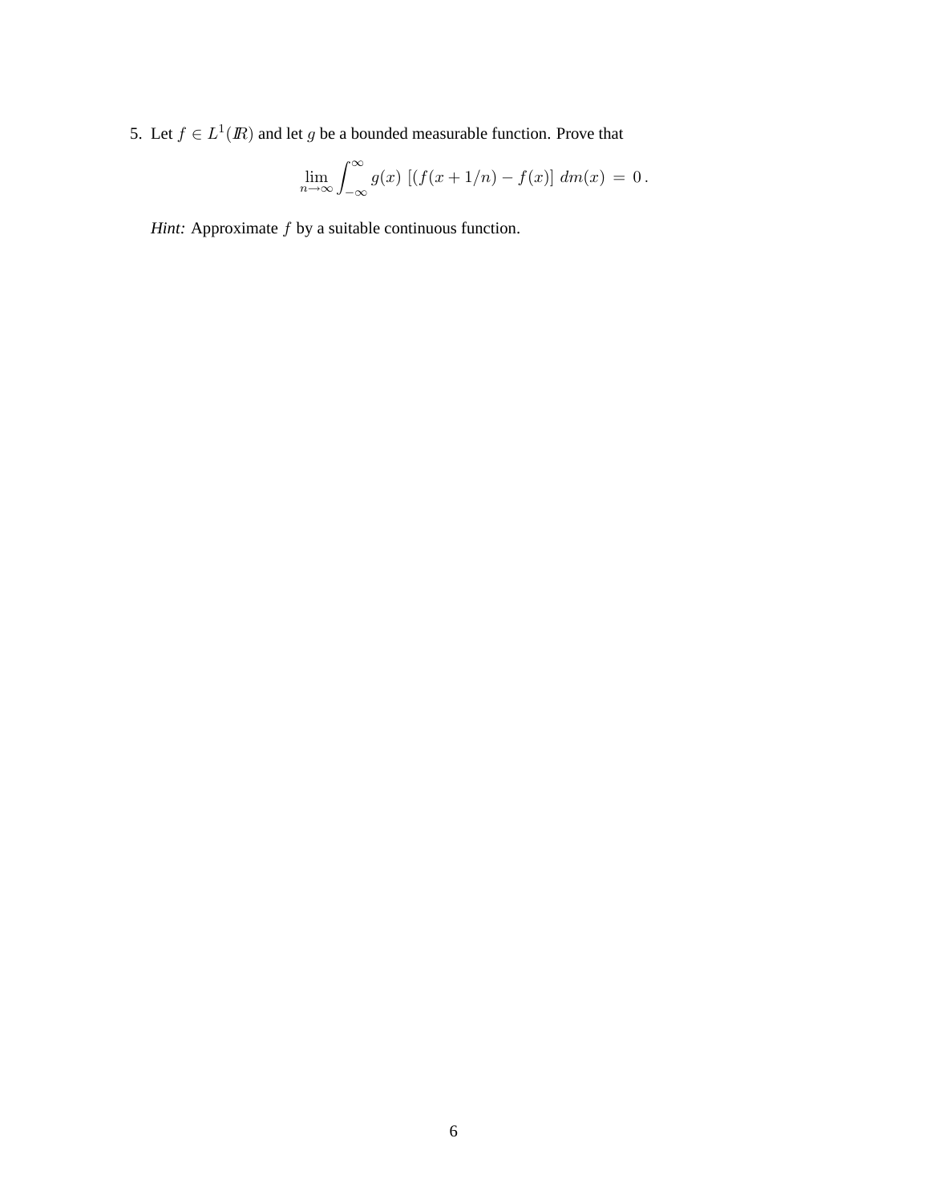5. Let $f \in L^1(\mathbb{R})$ and let $g$ be a bounded measurable function. Prove that

$$\lim_{n \to \infty} \int_{-\infty}^{\infty} g(x) \, [(f(x+1/n) - f(x)] \, dm(x) \, = \, 0 \, .$$

*Hint:* Approximate $f$ by a suitable continuous function.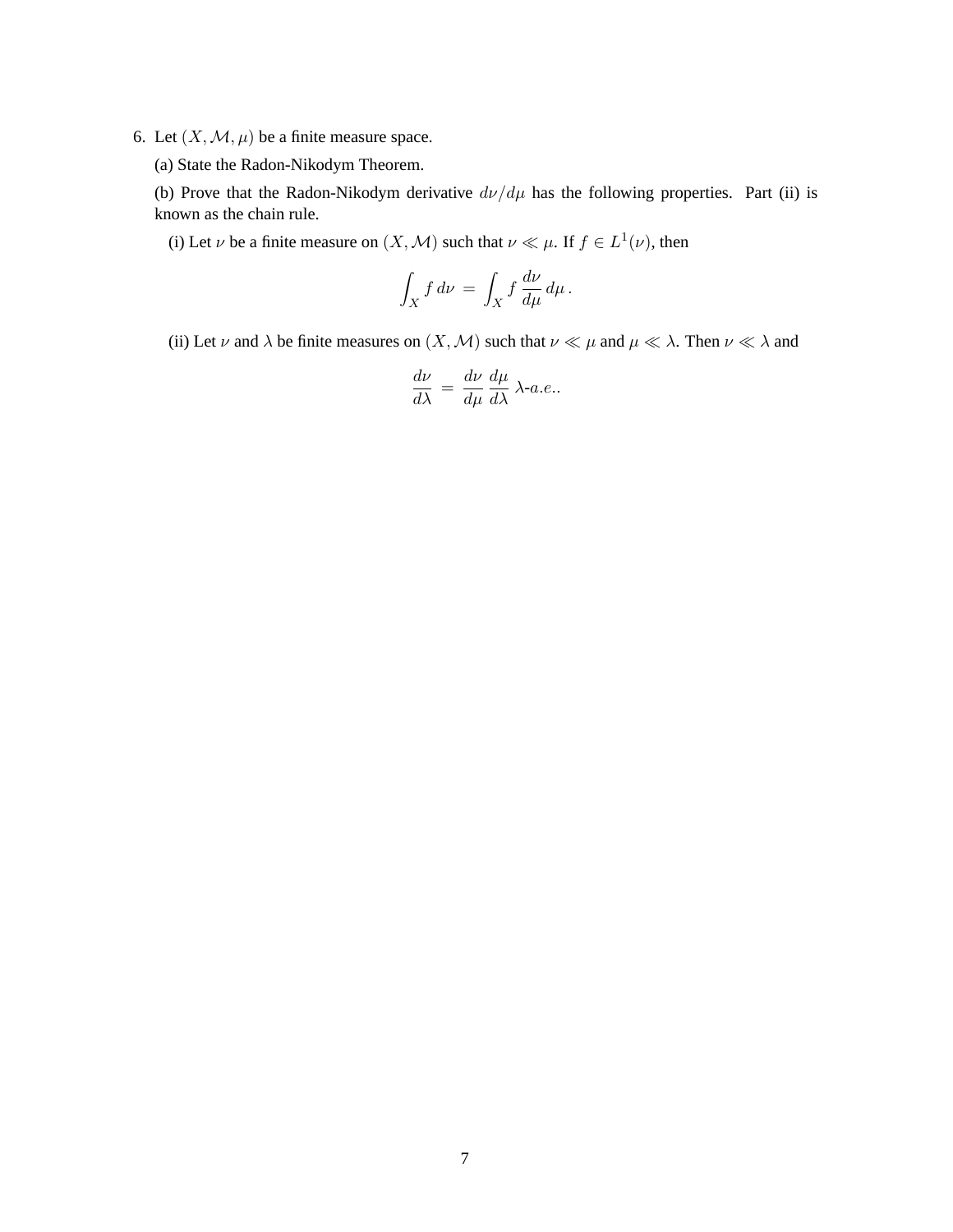6. Let $(X, \mathcal{M}, \mu)$ be a finite measure space.

   (a) State the Radon-Nikodym Theorem.

   (b) Prove that the Radon-Nikodym derivative $d\nu/d\mu$ has the following properties. Part (ii) is known as the chain rule.

   (i) Let $\nu$ be a finite measure on $(X, \mathcal{M})$ such that $\nu \ll \mu$. If $f \in L^1(\nu)$, then

$$\int_X f \, d\nu \;=\; \int_X f \, \frac{d\nu}{d\mu} \, d\mu \,.$$

   (ii) Let $\nu$ and $\lambda$ be finite measures on $(X, \mathcal{M})$ such that $\nu \ll \mu$ and $\mu \ll \lambda$. Then $\nu \ll \lambda$ and

$$\frac{d\nu}{d\lambda} \;=\; \frac{d\nu}{d\mu} \, \frac{d\mu}{d\lambda} \;\lambda\text{-}a.e..$$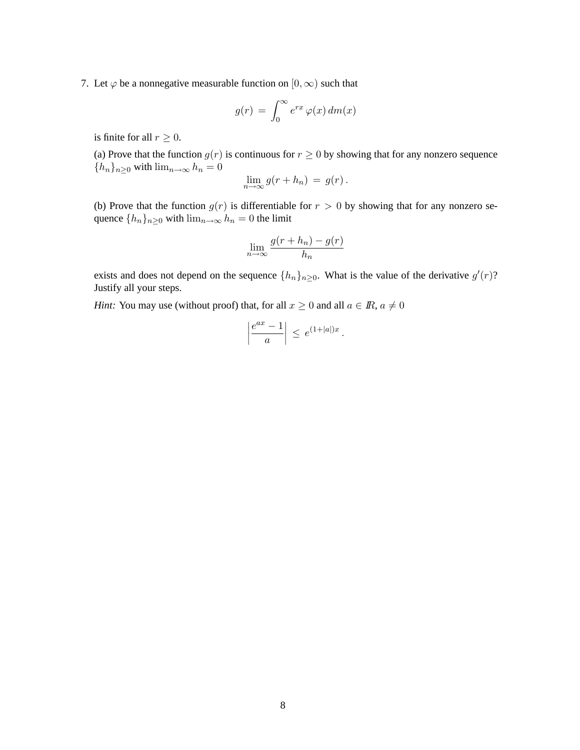7. Let $\varphi$ be a nonnegative measurable function on $[0, \infty)$ such that

$$g(r) \;=\; \int_0^\infty e^{rx}\, \varphi(x)\, dm(x)$$

is finite for all $r \geq 0$.

(a) Prove that the function $g(r)$ is continuous for $r \geq 0$ by showing that for any nonzero sequence $\{h_n\}_{n\geq 0}$ with $\lim_{n\to\infty} h_n = 0$

$$\lim_{n\to\infty} g(r + h_n) \;=\; g(r)\,.$$

(b) Prove that the function $g(r)$ is differentiable for $r > 0$ by showing that for any nonzero sequence $\{h_n\}_{n\geq 0}$ with $\lim_{n\to\infty} h_n = 0$ the limit

$$\lim_{n\to\infty} \frac{g(r+h_n) - g(r)}{h_n}$$

exists and does not depend on the sequence $\{h_n\}_{n\geq 0}$. What is the value of the derivative $g'(r)$? Justify all your steps.

*Hint:* You may use (without proof) that, for all $x \geq 0$ and all $a \in \mathbb{R}$, $a \neq 0$

$$\left| \frac{e^{ax} - 1}{a} \right| \;\leq\; e^{(1+|a|)x}\,.$$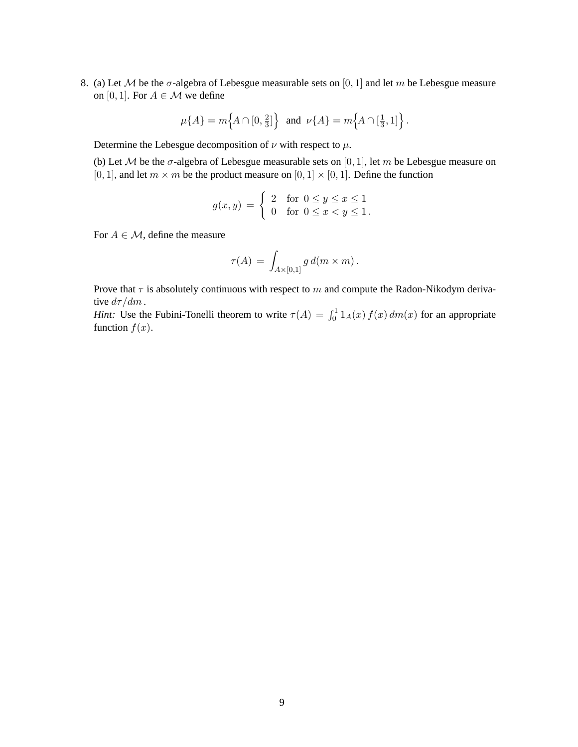8. (a) Let $\mathcal{M}$ be the $\sigma$-algebra of Lebesgue measurable sets on $[0,1]$ and let $m$ be Lebesgue measure on $[0,1]$. For $A \in \mathcal{M}$ we define

$$\mu\{A\} = m\Big\{A \cap [0, \tfrac{2}{3}]\Big\} \;\text{ and }\; \nu\{A\} = m\Big\{A \cap [\tfrac{1}{3}, 1]\Big\}.$$

Determine the Lebesgue decomposition of $\nu$ with respect to $\mu$.

(b) Let $\mathcal{M}$ be the $\sigma$-algebra of Lebesgue measurable sets on $[0,1]$, let $m$ be Lebesgue measure on $[0,1]$, and let $m \times m$ be the product measure on $[0,1] \times [0,1]$. Define the function

$$g(x,y) \;=\; \begin{cases} 2 & \text{for } \; 0 \le y \le x \le 1 \\ 0 & \text{for } \; 0 \le x < y \le 1\,. \end{cases}$$

For $A \in \mathcal{M}$, define the measure

$$\tau(A) \;=\; \int_{A \times [0,1]} g \, d(m \times m)\,.$$

Prove that $\tau$ is absolutely continuous with respect to $m$ and compute the Radon-Nikodym derivative $d\tau/dm$.

*Hint:* Use the Fubini-Tonelli theorem to write $\tau(A) \;=\; \int_0^1 1_A(x)\, f(x)\, dm(x)$ for an appropriate function $f(x)$.